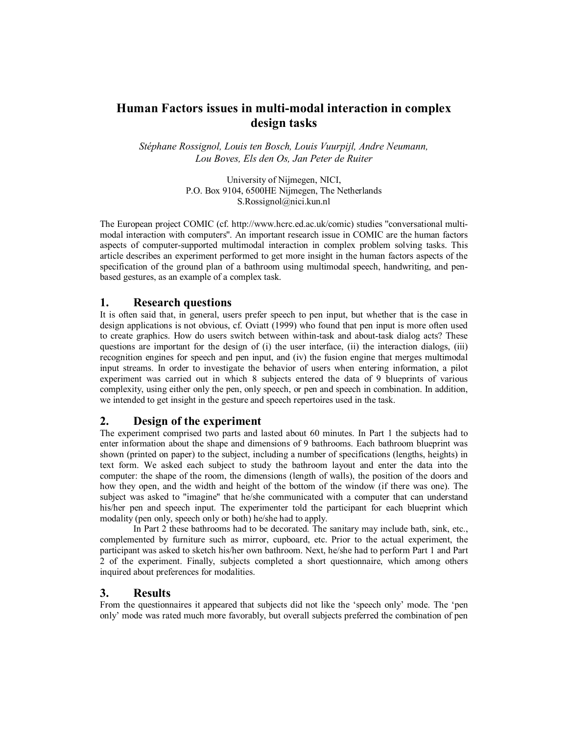# Human Factors issues in multi-modal interaction in complex design tasks

*Stéphane Rossignol, Louis ten Bosch, Louis Vuurpijl, Andre Neumann, Lou Boves, Els den Os, Jan Peter de Ruiter*

University of Nijmegen, NICI,
P.O. Box 9104, 6500HE Nijmegen, The Netherlands
S.Rossignol@nici.kun.nl

The European project COMIC (cf. http://www.hcrc.ed.ac.uk/comic) studies "conversational multi-modal interaction with computers". An important research issue in COMIC are the human factors aspects of computer-supported multimodal interaction in complex problem solving tasks. This article describes an experiment performed to get more insight in the human factors aspects of the specification of the ground plan of a bathroom using multimodal speech, handwriting, and pen-based gestures, as an example of a complex task.

## 1. Research questions

It is often said that, in general, users prefer speech to pen input, but whether that is the case in design applications is not obvious, cf. Oviatt (1999) who found that pen input is more often used to create graphics. How do users switch between within-task and about-task dialog acts? These questions are important for the design of (i) the user interface, (ii) the interaction dialogs, (iii) recognition engines for speech and pen input, and (iv) the fusion engine that merges multimodal input streams. In order to investigate the behavior of users when entering information, a pilot experiment was carried out in which 8 subjects entered the data of 9 blueprints of various complexity, using either only the pen, only speech, or pen and speech in combination. In addition, we intended to get insight in the gesture and speech repertoires used in the task.

## 2. Design of the experiment

The experiment comprised two parts and lasted about 60 minutes. In Part 1 the subjects had to enter information about the shape and dimensions of 9 bathrooms. Each bathroom blueprint was shown (printed on paper) to the subject, including a number of specifications (lengths, heights) in text form. We asked each subject to study the bathroom layout and enter the data into the computer: the shape of the room, the dimensions (length of walls), the position of the doors and how they open, and the width and height of the bottom of the window (if there was one). The subject was asked to "imagine" that he/she communicated with a computer that can understand his/her pen and speech input. The experimenter told the participant for each blueprint which modality (pen only, speech only or both) he/she had to apply.

In Part 2 these bathrooms had to be decorated. The sanitary may include bath, sink, etc., complemented by furniture such as mirror, cupboard, etc. Prior to the actual experiment, the participant was asked to sketch his/her own bathroom. Next, he/she had to perform Part 1 and Part 2 of the experiment. Finally, subjects completed a short questionnaire, which among others inquired about preferences for modalities.

## 3. Results

From the questionnaires it appeared that subjects did not like the 'speech only' mode. The 'pen only' mode was rated much more favorably, but overall subjects preferred the combination of pen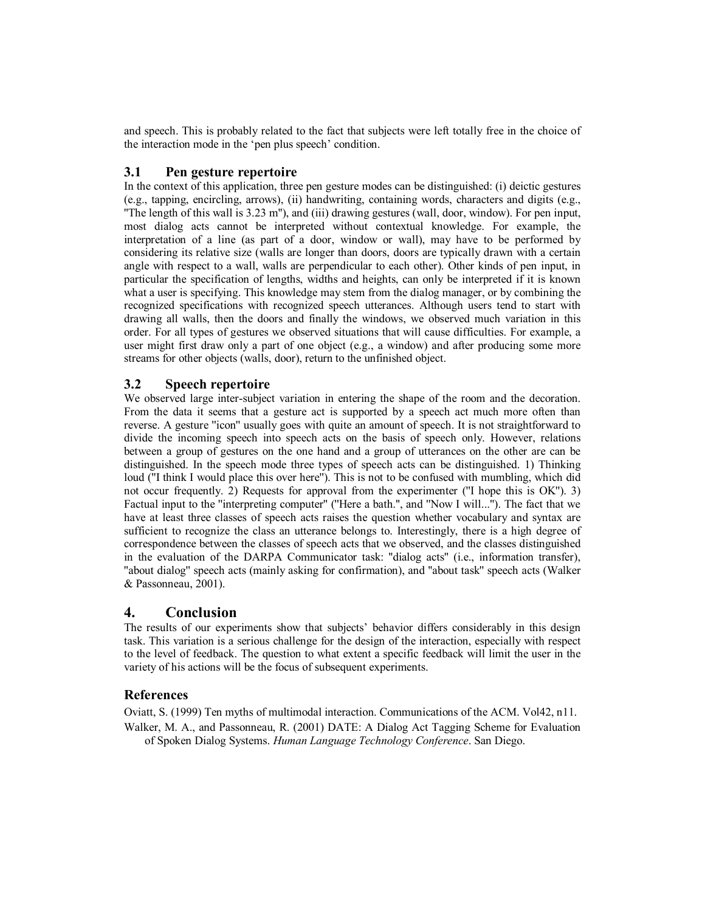and speech. This is probably related to the fact that subjects were left totally free in the choice of the interaction mode in the 'pen plus speech' condition.

### 3.1 Pen gesture repertoire

In the context of this application, three pen gesture modes can be distinguished: (i) deictic gestures (e.g., tapping, encircling, arrows), (ii) handwriting, containing words, characters and digits (e.g., "The length of this wall is 3.23 m"), and (iii) drawing gestures (wall, door, window). For pen input, most dialog acts cannot be interpreted without contextual knowledge. For example, the interpretation of a line (as part of a door, window or wall), may have to be performed by considering its relative size (walls are longer than doors, doors are typically drawn with a certain angle with respect to a wall, walls are perpendicular to each other). Other kinds of pen input, in particular the specification of lengths, widths and heights, can only be interpreted if it is known what a user is specifying. This knowledge may stem from the dialog manager, or by combining the recognized specifications with recognized speech utterances. Although users tend to start with drawing all walls, then the doors and finally the windows, we observed much variation in this order. For all types of gestures we observed situations that will cause difficulties. For example, a user might first draw only a part of one object (e.g., a window) and after producing some more streams for other objects (walls, door), return to the unfinished object.

### 3.2 Speech repertoire

We observed large inter-subject variation in entering the shape of the room and the decoration. From the data it seems that a gesture act is supported by a speech act much more often than reverse. A gesture "icon" usually goes with quite an amount of speech. It is not straightforward to divide the incoming speech into speech acts on the basis of speech only. However, relations between a group of gestures on the one hand and a group of utterances on the other are can be distinguished. In the speech mode three types of speech acts can be distinguished. 1) Thinking loud ("I think I would place this over here"). This is not to be confused with mumbling, which did not occur frequently. 2) Requests for approval from the experimenter ("I hope this is OK"). 3) Factual input to the "interpreting computer" ("Here a bath.", and "Now I will..."). The fact that we have at least three classes of speech acts raises the question whether vocabulary and syntax are sufficient to recognize the class an utterance belongs to. Interestingly, there is a high degree of correspondence between the classes of speech acts that we observed, and the classes distinguished in the evaluation of the DARPA Communicator task: "dialog acts" (i.e., information transfer), "about dialog" speech acts (mainly asking for confirmation), and "about task" speech acts (Walker & Passonneau, 2001).

## 4. Conclusion

The results of our experiments show that subjects' behavior differs considerably in this design task. This variation is a serious challenge for the design of the interaction, especially with respect to the level of feedback. The question to what extent a specific feedback will limit the user in the variety of his actions will be the focus of subsequent experiments.

## References

Oviatt, S. (1999) Ten myths of multimodal interaction. Communications of the ACM. Vol42, n11.

Walker, M. A., and Passonneau, R. (2001) DATE: A Dialog Act Tagging Scheme for Evaluation of Spoken Dialog Systems. *Human Language Technology Conference*. San Diego.